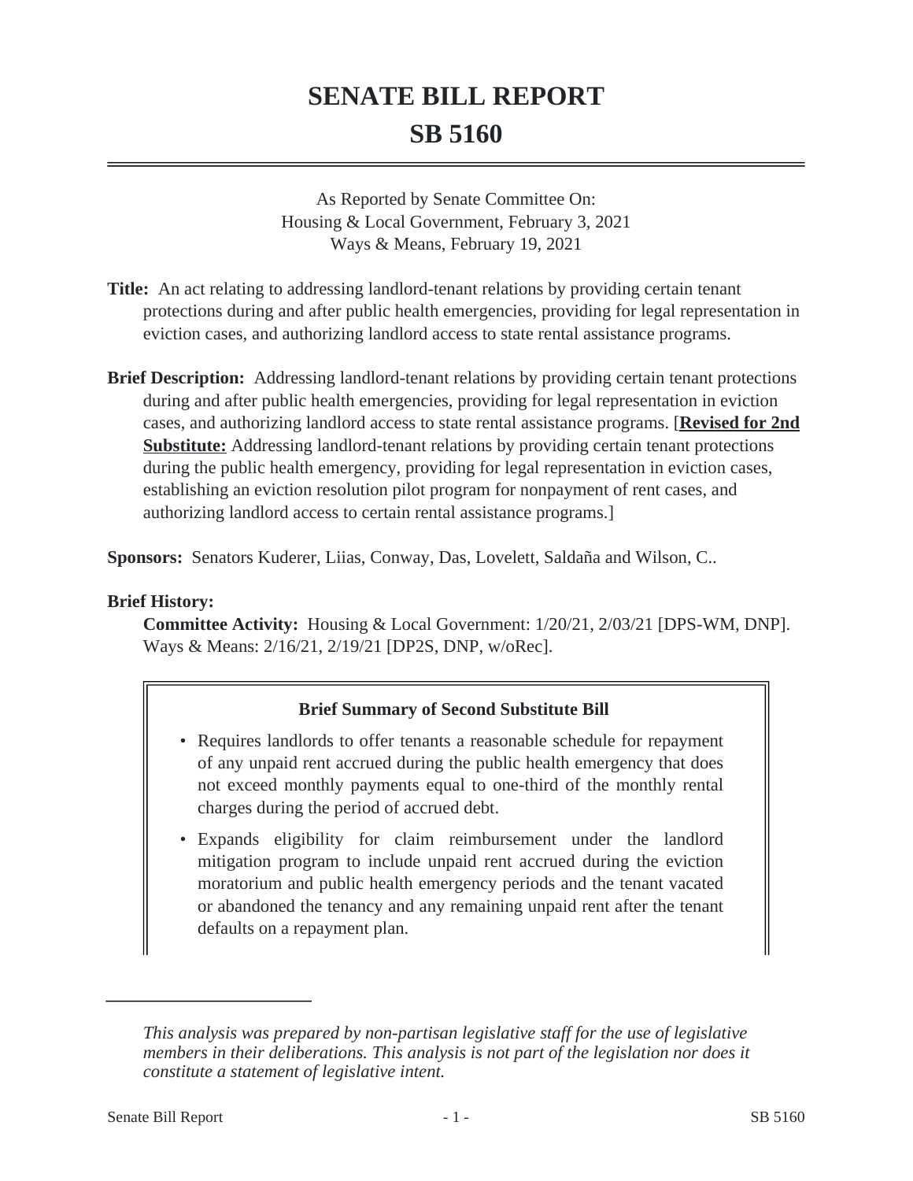# SENATE BILL REPORT
# SB 5160

As Reported by Senate Committee On:
Housing & Local Government, February 3, 2021
Ways & Means, February 19, 2021

**Title:** An act relating to addressing landlord-tenant relations by providing certain tenant protections during and after public health emergencies, providing for legal representation in eviction cases, and authorizing landlord access to state rental assistance programs.

**Brief Description:** Addressing landlord-tenant relations by providing certain tenant protections during and after public health emergencies, providing for legal representation in eviction cases, and authorizing landlord access to state rental assistance programs. [**Revised for 2nd Substitute:** Addressing landlord-tenant relations by providing certain tenant protections during the public health emergency, providing for legal representation in eviction cases, establishing an eviction resolution pilot program for nonpayment of rent cases, and authorizing landlord access to certain rental assistance programs.]

**Sponsors:** Senators Kuderer, Liias, Conway, Das, Lovelett, Saldaña and Wilson, C..

**Brief History:**

**Committee Activity:** Housing & Local Government: 1/20/21, 2/03/21 [DPS-WM, DNP].
Ways & Means: 2/16/21, 2/19/21 [DP2S, DNP, w/oRec].

**Brief Summary of Second Substitute Bill**

- Requires landlords to offer tenants a reasonable schedule for repayment of any unpaid rent accrued during the public health emergency that does not exceed monthly payments equal to one-third of the monthly rental charges during the period of accrued debt.
- Expands eligibility for claim reimbursement under the landlord mitigation program to include unpaid rent accrued during the eviction moratorium and public health emergency periods and the tenant vacated or abandoned the tenancy and any remaining unpaid rent after the tenant defaults on a repayment plan.

*This analysis was prepared by non-partisan legislative staff for the use of legislative members in their deliberations. This analysis is not part of the legislation nor does it constitute a statement of legislative intent.*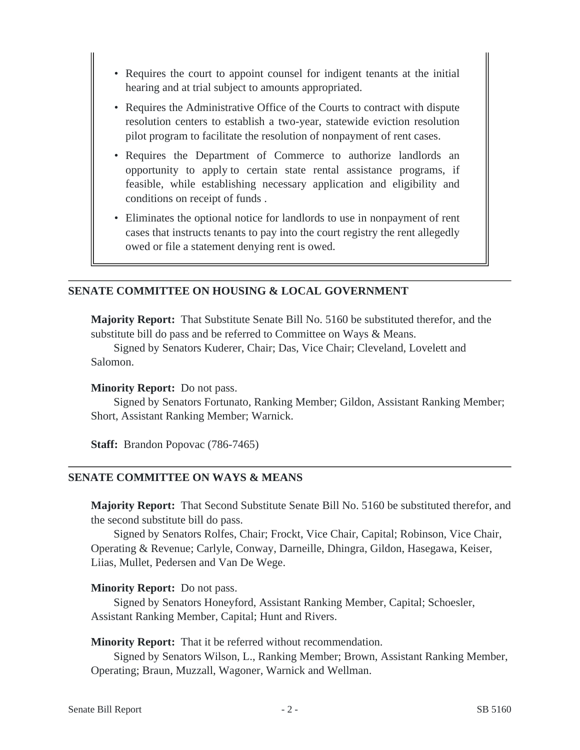- Requires the court to appoint counsel for indigent tenants at the initial hearing and at trial subject to amounts appropriated.
- Requires the Administrative Office of the Courts to contract with dispute resolution centers to establish a two-year, statewide eviction resolution pilot program to facilitate the resolution of nonpayment of rent cases.
- Requires the Department of Commerce to authorize landlords an opportunity to apply to certain state rental assistance programs, if feasible, while establishing necessary application and eligibility and conditions on receipt of funds .
- Eliminates the optional notice for landlords to use in nonpayment of rent cases that instructs tenants to pay into the court registry the rent allegedly owed or file a statement denying rent is owed.

---

## SENATE COMMITTEE ON HOUSING & LOCAL GOVERNMENT

**Majority Report:** That Substitute Senate Bill No. 5160 be substituted therefor, and the substitute bill do pass and be referred to Committee on Ways & Means.
Signed by Senators Kuderer, Chair; Das, Vice Chair; Cleveland, Lovelett and Salomon.

**Minority Report:** Do not pass.
Signed by Senators Fortunato, Ranking Member; Gildon, Assistant Ranking Member; Short, Assistant Ranking Member; Warnick.

**Staff:** Brandon Popovac (786-7465)

---

## SENATE COMMITTEE ON WAYS & MEANS

**Majority Report:** That Second Substitute Senate Bill No. 5160 be substituted therefor, and the second substitute bill do pass.
Signed by Senators Rolfes, Chair; Frockt, Vice Chair, Capital; Robinson, Vice Chair, Operating & Revenue; Carlyle, Conway, Darneille, Dhingra, Gildon, Hasegawa, Keiser, Liias, Mullet, Pedersen and Van De Wege.

**Minority Report:** Do not pass.
Signed by Senators Honeyford, Assistant Ranking Member, Capital; Schoesler, Assistant Ranking Member, Capital; Hunt and Rivers.

**Minority Report:** That it be referred without recommendation.
Signed by Senators Wilson, L., Ranking Member; Brown, Assistant Ranking Member, Operating; Braun, Muzzall, Wagoner, Warnick and Wellman.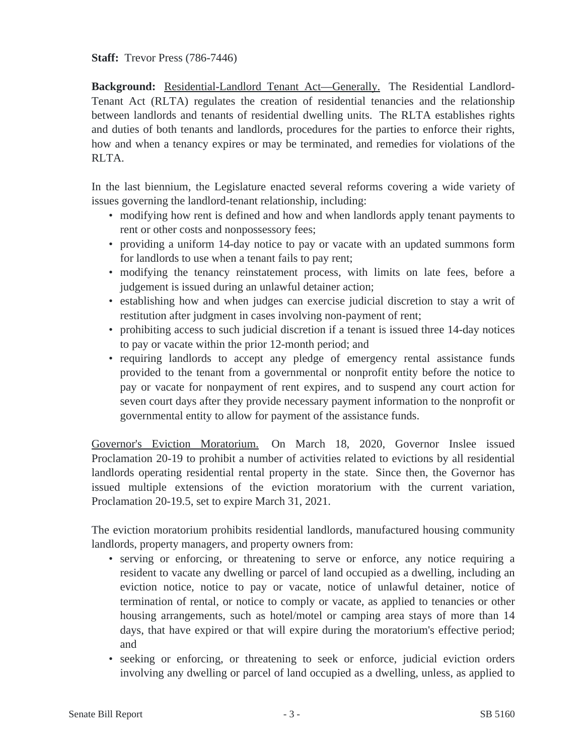**Staff:** Trevor Press (786-7446)

**Background:** Residential-Landlord Tenant Act—Generally. The Residential Landlord-Tenant Act (RLTA) regulates the creation of residential tenancies and the relationship between landlords and tenants of residential dwelling units. The RLTA establishes rights and duties of both tenants and landlords, procedures for the parties to enforce their rights, how and when a tenancy expires or may be terminated, and remedies for violations of the RLTA.

In the last biennium, the Legislature enacted several reforms covering a wide variety of issues governing the landlord-tenant relationship, including:

- modifying how rent is defined and how and when landlords apply tenant payments to rent or other costs and nonpossessory fees;
- providing a uniform 14-day notice to pay or vacate with an updated summons form for landlords to use when a tenant fails to pay rent;
- modifying the tenancy reinstatement process, with limits on late fees, before a judgement is issued during an unlawful detainer action;
- establishing how and when judges can exercise judicial discretion to stay a writ of restitution after judgment in cases involving non-payment of rent;
- prohibiting access to such judicial discretion if a tenant is issued three 14-day notices to pay or vacate within the prior 12-month period; and
- requiring landlords to accept any pledge of emergency rental assistance funds provided to the tenant from a governmental or nonprofit entity before the notice to pay or vacate for nonpayment of rent expires, and to suspend any court action for seven court days after they provide necessary payment information to the nonprofit or governmental entity to allow for payment of the assistance funds.

Governor's Eviction Moratorium. On March 18, 2020, Governor Inslee issued Proclamation 20-19 to prohibit a number of activities related to evictions by all residential landlords operating residential rental property in the state. Since then, the Governor has issued multiple extensions of the eviction moratorium with the current variation, Proclamation 20-19.5, set to expire March 31, 2021.

The eviction moratorium prohibits residential landlords, manufactured housing community landlords, property managers, and property owners from:

- serving or enforcing, or threatening to serve or enforce, any notice requiring a resident to vacate any dwelling or parcel of land occupied as a dwelling, including an eviction notice, notice to pay or vacate, notice of unlawful detainer, notice of termination of rental, or notice to comply or vacate, as applied to tenancies or other housing arrangements, such as hotel/motel or camping area stays of more than 14 days, that have expired or that will expire during the moratorium's effective period; and
- seeking or enforcing, or threatening to seek or enforce, judicial eviction orders involving any dwelling or parcel of land occupied as a dwelling, unless, as applied to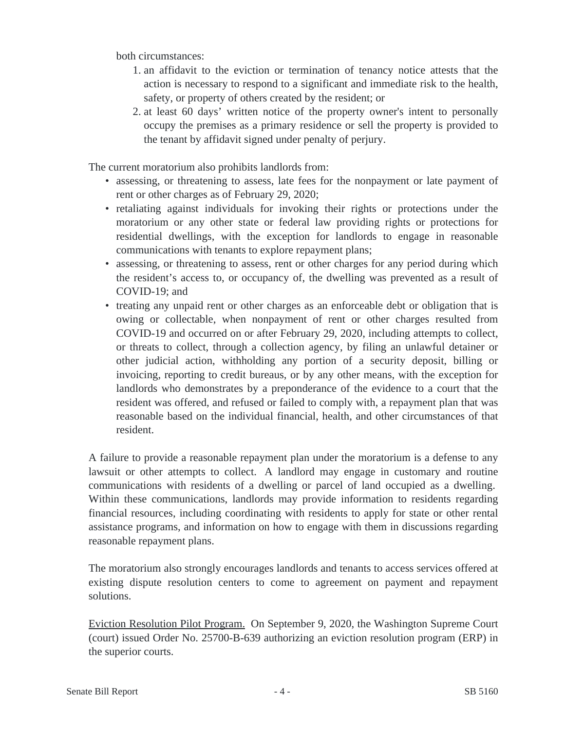both circumstances:

1. an affidavit to the eviction or termination of tenancy notice attests that the action is necessary to respond to a significant and immediate risk to the health, safety, or property of others created by the resident; or
2. at least 60 days' written notice of the property owner's intent to personally occupy the premises as a primary residence or sell the property is provided to the tenant by affidavit signed under penalty of perjury.

The current moratorium also prohibits landlords from:

- assessing, or threatening to assess, late fees for the nonpayment or late payment of rent or other charges as of February 29, 2020;
- retaliating against individuals for invoking their rights or protections under the moratorium or any other state or federal law providing rights or protections for residential dwellings, with the exception for landlords to engage in reasonable communications with tenants to explore repayment plans;
- assessing, or threatening to assess, rent or other charges for any period during which the resident's access to, or occupancy of, the dwelling was prevented as a result of COVID-19; and
- treating any unpaid rent or other charges as an enforceable debt or obligation that is owing or collectable, when nonpayment of rent or other charges resulted from COVID-19 and occurred on or after February 29, 2020, including attempts to collect, or threats to collect, through a collection agency, by filing an unlawful detainer or other judicial action, withholding any portion of a security deposit, billing or invoicing, reporting to credit bureaus, or by any other means, with the exception for landlords who demonstrates by a preponderance of the evidence to a court that the resident was offered, and refused or failed to comply with, a repayment plan that was reasonable based on the individual financial, health, and other circumstances of that resident.

A failure to provide a reasonable repayment plan under the moratorium is a defense to any lawsuit or other attempts to collect. A landlord may engage in customary and routine communications with residents of a dwelling or parcel of land occupied as a dwelling. Within these communications, landlords may provide information to residents regarding financial resources, including coordinating with residents to apply for state or other rental assistance programs, and information on how to engage with them in discussions regarding reasonable repayment plans.

The moratorium also strongly encourages landlords and tenants to access services offered at existing dispute resolution centers to come to agreement on payment and repayment solutions.

Eviction Resolution Pilot Program. On September 9, 2020, the Washington Supreme Court (court) issued Order No. 25700-B-639 authorizing an eviction resolution program (ERP) in the superior courts.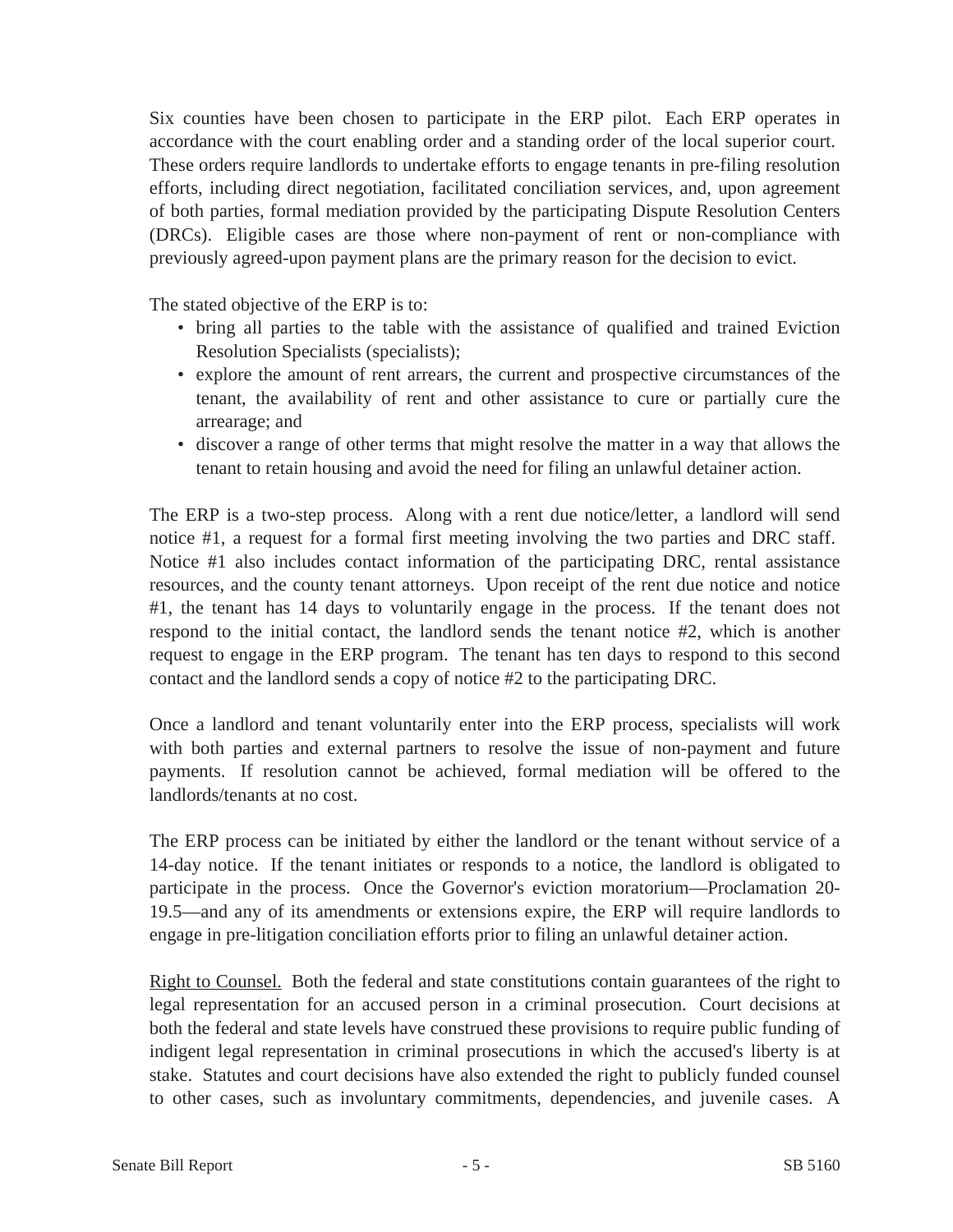Six counties have been chosen to participate in the ERP pilot. Each ERP operates in accordance with the court enabling order and a standing order of the local superior court. These orders require landlords to undertake efforts to engage tenants in pre-filing resolution efforts, including direct negotiation, facilitated conciliation services, and, upon agreement of both parties, formal mediation provided by the participating Dispute Resolution Centers (DRCs). Eligible cases are those where non-payment of rent or non-compliance with previously agreed-upon payment plans are the primary reason for the decision to evict.

The stated objective of the ERP is to:

- bring all parties to the table with the assistance of qualified and trained Eviction Resolution Specialists (specialists);
- explore the amount of rent arrears, the current and prospective circumstances of the tenant, the availability of rent and other assistance to cure or partially cure the arrearage; and
- discover a range of other terms that might resolve the matter in a way that allows the tenant to retain housing and avoid the need for filing an unlawful detainer action.

The ERP is a two-step process. Along with a rent due notice/letter, a landlord will send notice #1, a request for a formal first meeting involving the two parties and DRC staff. Notice #1 also includes contact information of the participating DRC, rental assistance resources, and the county tenant attorneys. Upon receipt of the rent due notice and notice #1, the tenant has 14 days to voluntarily engage in the process. If the tenant does not respond to the initial contact, the landlord sends the tenant notice #2, which is another request to engage in the ERP program. The tenant has ten days to respond to this second contact and the landlord sends a copy of notice #2 to the participating DRC.

Once a landlord and tenant voluntarily enter into the ERP process, specialists will work with both parties and external partners to resolve the issue of non-payment and future payments. If resolution cannot be achieved, formal mediation will be offered to the landlords/tenants at no cost.

The ERP process can be initiated by either the landlord or the tenant without service of a 14-day notice. If the tenant initiates or responds to a notice, the landlord is obligated to participate in the process. Once the Governor's eviction moratorium—Proclamation 20-19.5—and any of its amendments or extensions expire, the ERP will require landlords to engage in pre-litigation conciliation efforts prior to filing an unlawful detainer action.

Right to Counsel. Both the federal and state constitutions contain guarantees of the right to legal representation for an accused person in a criminal prosecution. Court decisions at both the federal and state levels have construed these provisions to require public funding of indigent legal representation in criminal prosecutions in which the accused's liberty is at stake. Statutes and court decisions have also extended the right to publicly funded counsel to other cases, such as involuntary commitments, dependencies, and juvenile cases. A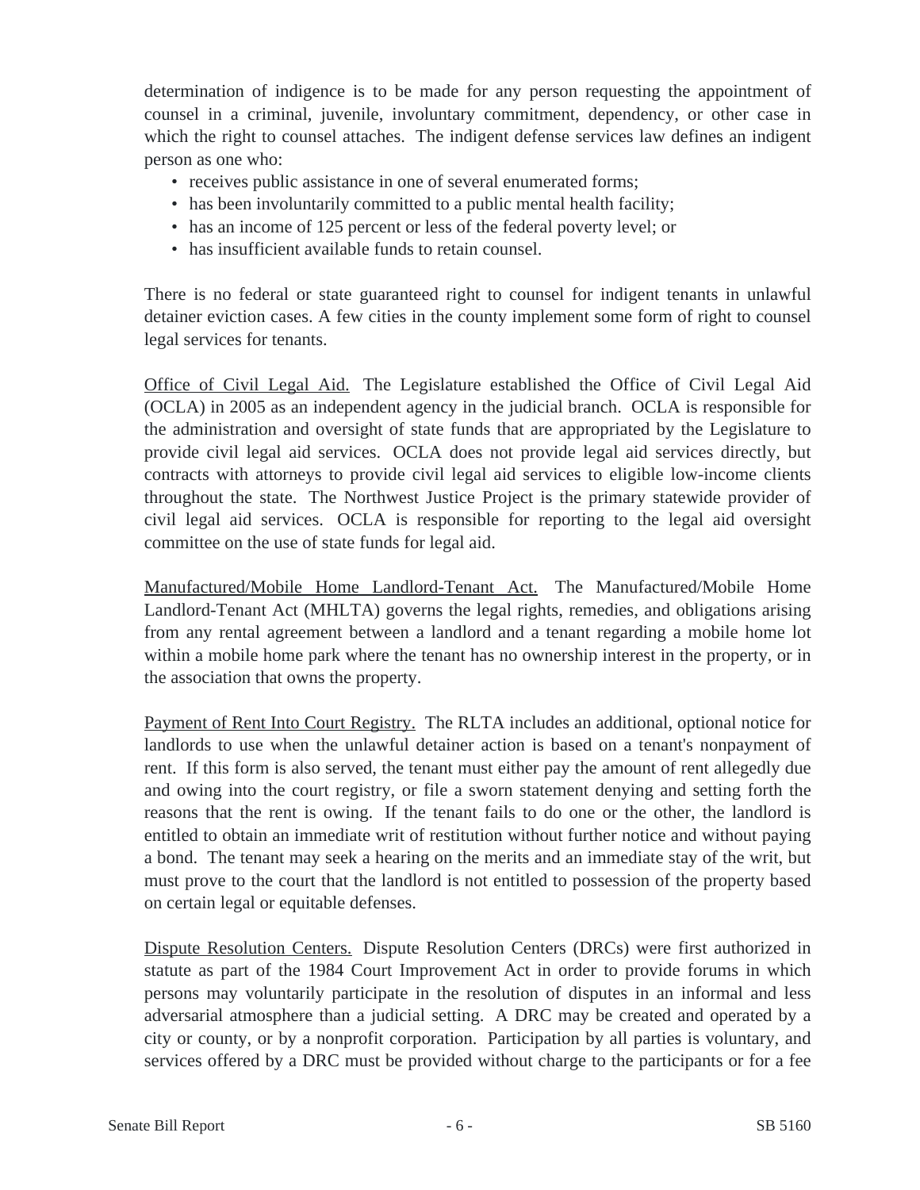determination of indigence is to be made for any person requesting the appointment of counsel in a criminal, juvenile, involuntary commitment, dependency, or other case in which the right to counsel attaches. The indigent defense services law defines an indigent person as one who:

- receives public assistance in one of several enumerated forms;
- has been involuntarily committed to a public mental health facility;
- has an income of 125 percent or less of the federal poverty level; or
- has insufficient available funds to retain counsel.

There is no federal or state guaranteed right to counsel for indigent tenants in unlawful detainer eviction cases. A few cities in the county implement some form of right to counsel legal services for tenants.

Office of Civil Legal Aid. The Legislature established the Office of Civil Legal Aid (OCLA) in 2005 as an independent agency in the judicial branch. OCLA is responsible for the administration and oversight of state funds that are appropriated by the Legislature to provide civil legal aid services. OCLA does not provide legal aid services directly, but contracts with attorneys to provide civil legal aid services to eligible low-income clients throughout the state. The Northwest Justice Project is the primary statewide provider of civil legal aid services. OCLA is responsible for reporting to the legal aid oversight committee on the use of state funds for legal aid.

Manufactured/Mobile Home Landlord-Tenant Act. The Manufactured/Mobile Home Landlord-Tenant Act (MHLTA) governs the legal rights, remedies, and obligations arising from any rental agreement between a landlord and a tenant regarding a mobile home lot within a mobile home park where the tenant has no ownership interest in the property, or in the association that owns the property.

Payment of Rent Into Court Registry. The RLTA includes an additional, optional notice for landlords to use when the unlawful detainer action is based on a tenant's nonpayment of rent. If this form is also served, the tenant must either pay the amount of rent allegedly due and owing into the court registry, or file a sworn statement denying and setting forth the reasons that the rent is owing. If the tenant fails to do one or the other, the landlord is entitled to obtain an immediate writ of restitution without further notice and without paying a bond. The tenant may seek a hearing on the merits and an immediate stay of the writ, but must prove to the court that the landlord is not entitled to possession of the property based on certain legal or equitable defenses.

Dispute Resolution Centers. Dispute Resolution Centers (DRCs) were first authorized in statute as part of the 1984 Court Improvement Act in order to provide forums in which persons may voluntarily participate in the resolution of disputes in an informal and less adversarial atmosphere than a judicial setting. A DRC may be created and operated by a city or county, or by a nonprofit corporation. Participation by all parties is voluntary, and services offered by a DRC must be provided without charge to the participants or for a fee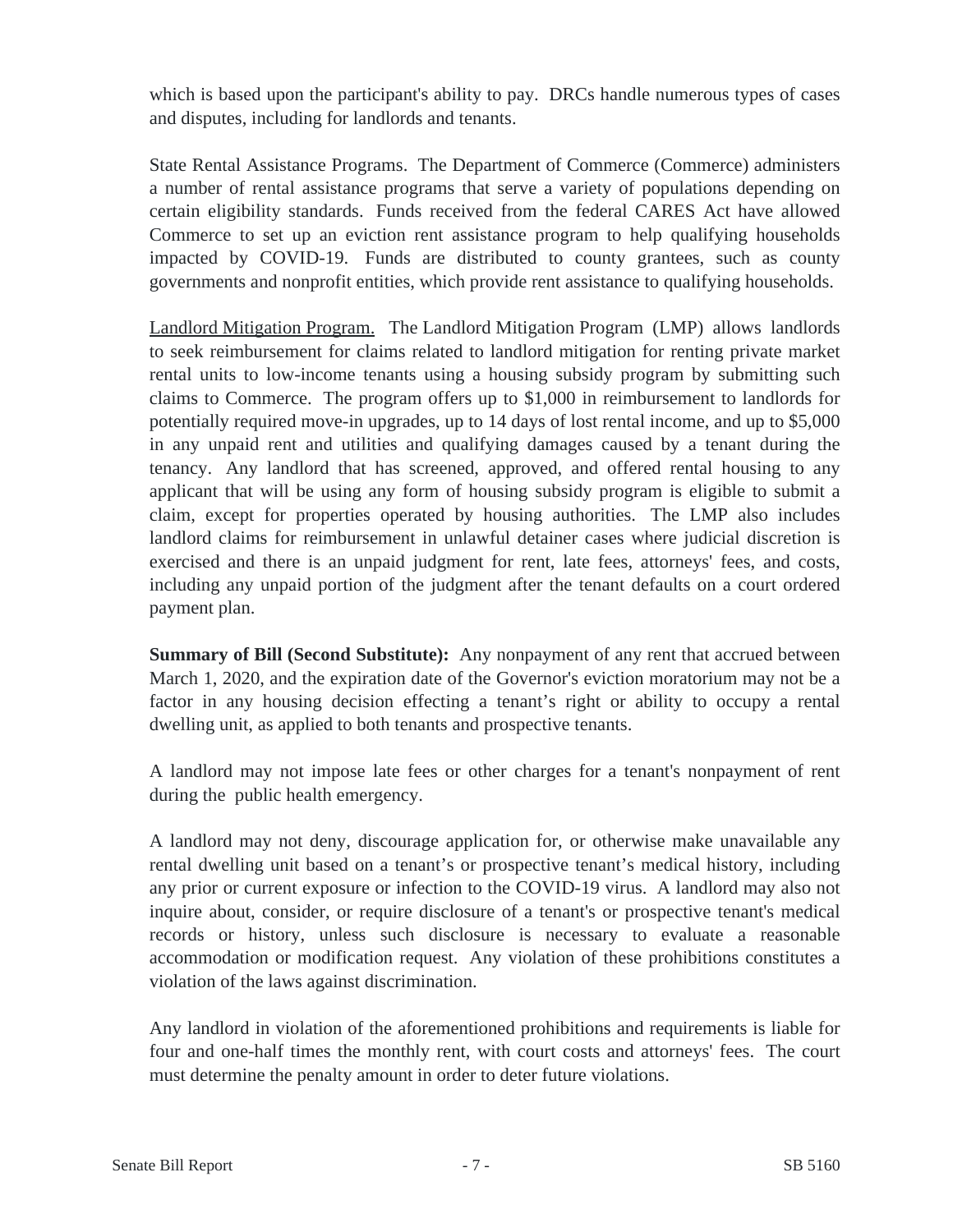which is based upon the participant's ability to pay. DRCs handle numerous types of cases and disputes, including for landlords and tenants.

State Rental Assistance Programs. The Department of Commerce (Commerce) administers a number of rental assistance programs that serve a variety of populations depending on certain eligibility standards. Funds received from the federal CARES Act have allowed Commerce to set up an eviction rent assistance program to help qualifying households impacted by COVID-19. Funds are distributed to county grantees, such as county governments and nonprofit entities, which provide rent assistance to qualifying households.

Landlord Mitigation Program. The Landlord Mitigation Program (LMP) allows landlords to seek reimbursement for claims related to landlord mitigation for renting private market rental units to low-income tenants using a housing subsidy program by submitting such claims to Commerce. The program offers up to $1,000 in reimbursement to landlords for potentially required move-in upgrades, up to 14 days of lost rental income, and up to $5,000 in any unpaid rent and utilities and qualifying damages caused by a tenant during the tenancy. Any landlord that has screened, approved, and offered rental housing to any applicant that will be using any form of housing subsidy program is eligible to submit a claim, except for properties operated by housing authorities. The LMP also includes landlord claims for reimbursement in unlawful detainer cases where judicial discretion is exercised and there is an unpaid judgment for rent, late fees, attorneys' fees, and costs, including any unpaid portion of the judgment after the tenant defaults on a court ordered payment plan.

**Summary of Bill (Second Substitute):** Any nonpayment of any rent that accrued between March 1, 2020, and the expiration date of the Governor's eviction moratorium may not be a factor in any housing decision effecting a tenant's right or ability to occupy a rental dwelling unit, as applied to both tenants and prospective tenants.

A landlord may not impose late fees or other charges for a tenant's nonpayment of rent during the public health emergency.

A landlord may not deny, discourage application for, or otherwise make unavailable any rental dwelling unit based on a tenant's or prospective tenant's medical history, including any prior or current exposure or infection to the COVID-19 virus. A landlord may also not inquire about, consider, or require disclosure of a tenant's or prospective tenant's medical records or history, unless such disclosure is necessary to evaluate a reasonable accommodation or modification request. Any violation of these prohibitions constitutes a violation of the laws against discrimination.

Any landlord in violation of the aforementioned prohibitions and requirements is liable for four and one-half times the monthly rent, with court costs and attorneys' fees. The court must determine the penalty amount in order to deter future violations.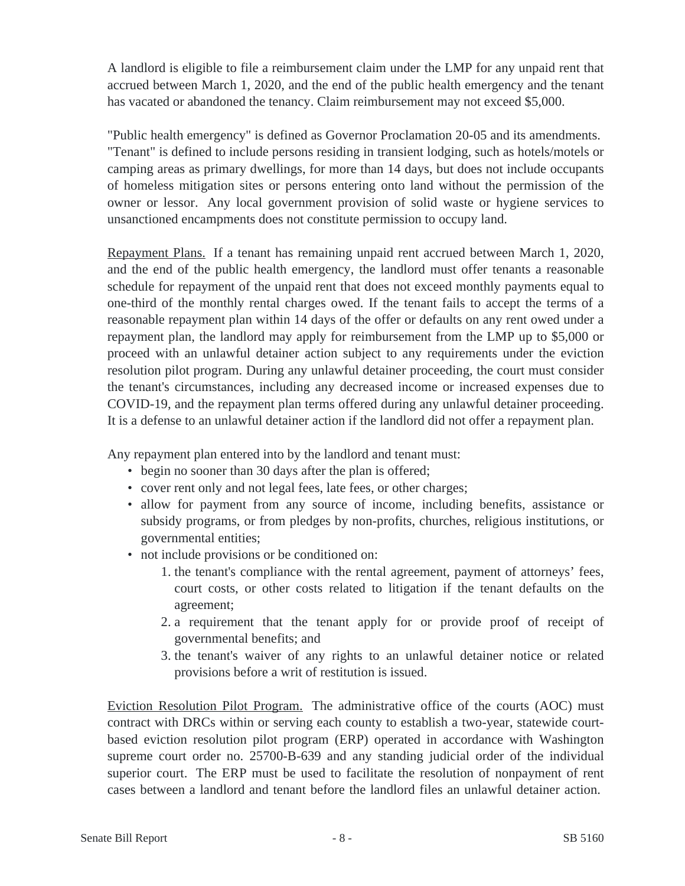A landlord is eligible to file a reimbursement claim under the LMP for any unpaid rent that accrued between March 1, 2020, and the end of the public health emergency and the tenant has vacated or abandoned the tenancy. Claim reimbursement may not exceed $5,000.

"Public health emergency" is defined as Governor Proclamation 20-05 and its amendments. "Tenant" is defined to include persons residing in transient lodging, such as hotels/motels or camping areas as primary dwellings, for more than 14 days, but does not include occupants of homeless mitigation sites or persons entering onto land without the permission of the owner or lessor. Any local government provision of solid waste or hygiene services to unsanctioned encampments does not constitute permission to occupy land.

Repayment Plans. If a tenant has remaining unpaid rent accrued between March 1, 2020, and the end of the public health emergency, the landlord must offer tenants a reasonable schedule for repayment of the unpaid rent that does not exceed monthly payments equal to one-third of the monthly rental charges owed. If the tenant fails to accept the terms of a reasonable repayment plan within 14 days of the offer or defaults on any rent owed under a repayment plan, the landlord may apply for reimbursement from the LMP up to $5,000 or proceed with an unlawful detainer action subject to any requirements under the eviction resolution pilot program. During any unlawful detainer proceeding, the court must consider the tenant's circumstances, including any decreased income or increased expenses due to COVID-19, and the repayment plan terms offered during any unlawful detainer proceeding. It is a defense to an unlawful detainer action if the landlord did not offer a repayment plan.

Any repayment plan entered into by the landlord and tenant must:

- begin no sooner than 30 days after the plan is offered;
- cover rent only and not legal fees, late fees, or other charges;
- allow for payment from any source of income, including benefits, assistance or subsidy programs, or from pledges by non-profits, churches, religious institutions, or governmental entities;
- not include provisions or be conditioned on:
  1. the tenant's compliance with the rental agreement, payment of attorneys' fees, court costs, or other costs related to litigation if the tenant defaults on the agreement;
  2. a requirement that the tenant apply for or provide proof of receipt of governmental benefits; and
  3. the tenant's waiver of any rights to an unlawful detainer notice or related provisions before a writ of restitution is issued.

Eviction Resolution Pilot Program. The administrative office of the courts (AOC) must contract with DRCs within or serving each county to establish a two-year, statewide court-based eviction resolution pilot program (ERP) operated in accordance with Washington supreme court order no. 25700-B-639 and any standing judicial order of the individual superior court. The ERP must be used to facilitate the resolution of nonpayment of rent cases between a landlord and tenant before the landlord files an unlawful detainer action.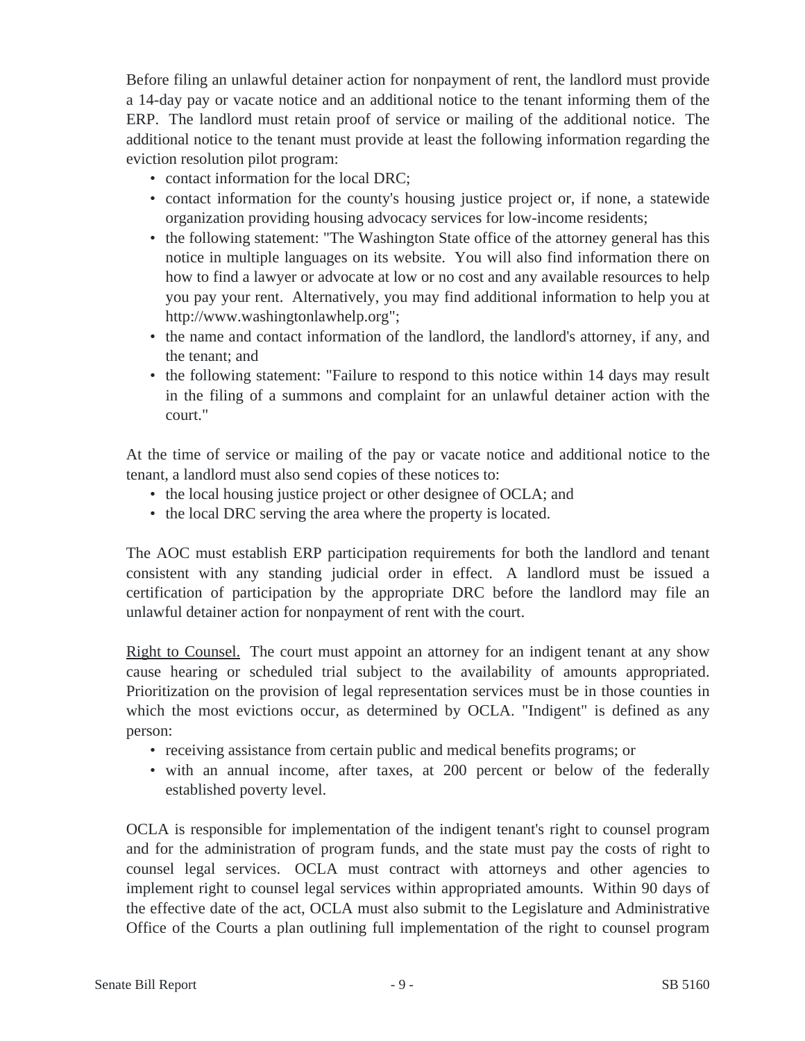Before filing an unlawful detainer action for nonpayment of rent, the landlord must provide a 14-day pay or vacate notice and an additional notice to the tenant informing them of the ERP. The landlord must retain proof of service or mailing of the additional notice. The additional notice to the tenant must provide at least the following information regarding the eviction resolution pilot program:

- contact information for the local DRC;
- contact information for the county's housing justice project or, if none, a statewide organization providing housing advocacy services for low-income residents;
- the following statement: "The Washington State office of the attorney general has this notice in multiple languages on its website. You will also find information there on how to find a lawyer or advocate at low or no cost and any available resources to help you pay your rent. Alternatively, you may find additional information to help you at http://www.washingtonlawhelp.org";
- the name and contact information of the landlord, the landlord's attorney, if any, and the tenant; and
- the following statement: "Failure to respond to this notice within 14 days may result in the filing of a summons and complaint for an unlawful detainer action with the court."

At the time of service or mailing of the pay or vacate notice and additional notice to the tenant, a landlord must also send copies of these notices to:

- the local housing justice project or other designee of OCLA; and
- the local DRC serving the area where the property is located.

The AOC must establish ERP participation requirements for both the landlord and tenant consistent with any standing judicial order in effect. A landlord must be issued a certification of participation by the appropriate DRC before the landlord may file an unlawful detainer action for nonpayment of rent with the court.

Right to Counsel. The court must appoint an attorney for an indigent tenant at any show cause hearing or scheduled trial subject to the availability of amounts appropriated. Prioritization on the provision of legal representation services must be in those counties in which the most evictions occur, as determined by OCLA. "Indigent" is defined as any person:

- receiving assistance from certain public and medical benefits programs; or
- with an annual income, after taxes, at 200 percent or below of the federally established poverty level.

OCLA is responsible for implementation of the indigent tenant's right to counsel program and for the administration of program funds, and the state must pay the costs of right to counsel legal services. OCLA must contract with attorneys and other agencies to implement right to counsel legal services within appropriated amounts. Within 90 days of the effective date of the act, OCLA must also submit to the Legislature and Administrative Office of the Courts a plan outlining full implementation of the right to counsel program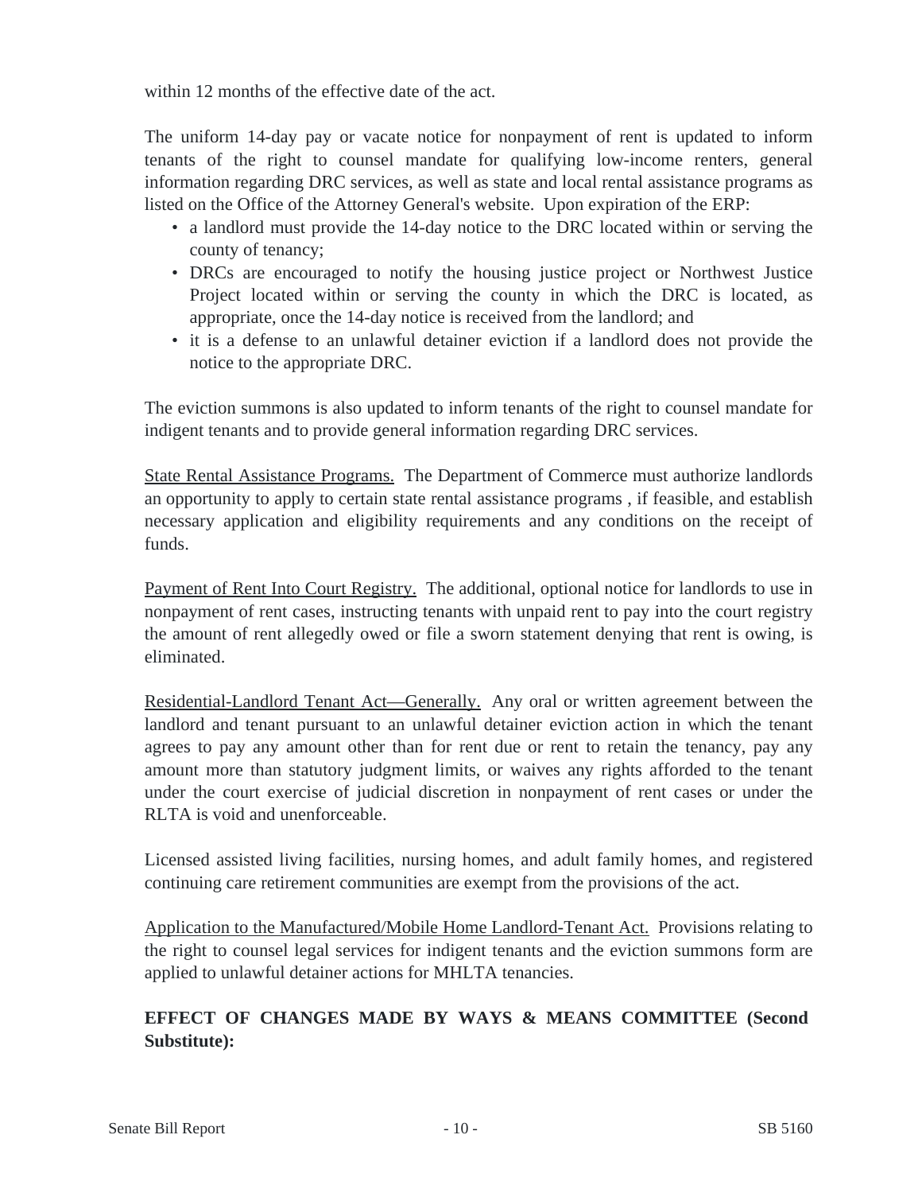within 12 months of the effective date of the act.

The uniform 14-day pay or vacate notice for nonpayment of rent is updated to inform tenants of the right to counsel mandate for qualifying low-income renters, general information regarding DRC services, as well as state and local rental assistance programs as listed on the Office of the Attorney General's website. Upon expiration of the ERP:

- a landlord must provide the 14-day notice to the DRC located within or serving the county of tenancy;
- DRCs are encouraged to notify the housing justice project or Northwest Justice Project located within or serving the county in which the DRC is located, as appropriate, once the 14-day notice is received from the landlord; and
- it is a defense to an unlawful detainer eviction if a landlord does not provide the notice to the appropriate DRC.

The eviction summons is also updated to inform tenants of the right to counsel mandate for indigent tenants and to provide general information regarding DRC services.

State Rental Assistance Programs. The Department of Commerce must authorize landlords an opportunity to apply to certain state rental assistance programs , if feasible, and establish necessary application and eligibility requirements and any conditions on the receipt of funds.

Payment of Rent Into Court Registry. The additional, optional notice for landlords to use in nonpayment of rent cases, instructing tenants with unpaid rent to pay into the court registry the amount of rent allegedly owed or file a sworn statement denying that rent is owing, is eliminated.

Residential-Landlord Tenant Act—Generally. Any oral or written agreement between the landlord and tenant pursuant to an unlawful detainer eviction action in which the tenant agrees to pay any amount other than for rent due or rent to retain the tenancy, pay any amount more than statutory judgment limits, or waives any rights afforded to the tenant under the court exercise of judicial discretion in nonpayment of rent cases or under the RLTA is void and unenforceable.

Licensed assisted living facilities, nursing homes, and adult family homes, and registered continuing care retirement communities are exempt from the provisions of the act.

Application to the Manufactured/Mobile Home Landlord-Tenant Act. Provisions relating to the right to counsel legal services for indigent tenants and the eviction summons form are applied to unlawful detainer actions for MHLTA tenancies.

**EFFECT OF CHANGES MADE BY WAYS & MEANS COMMITTEE (Second Substitute):**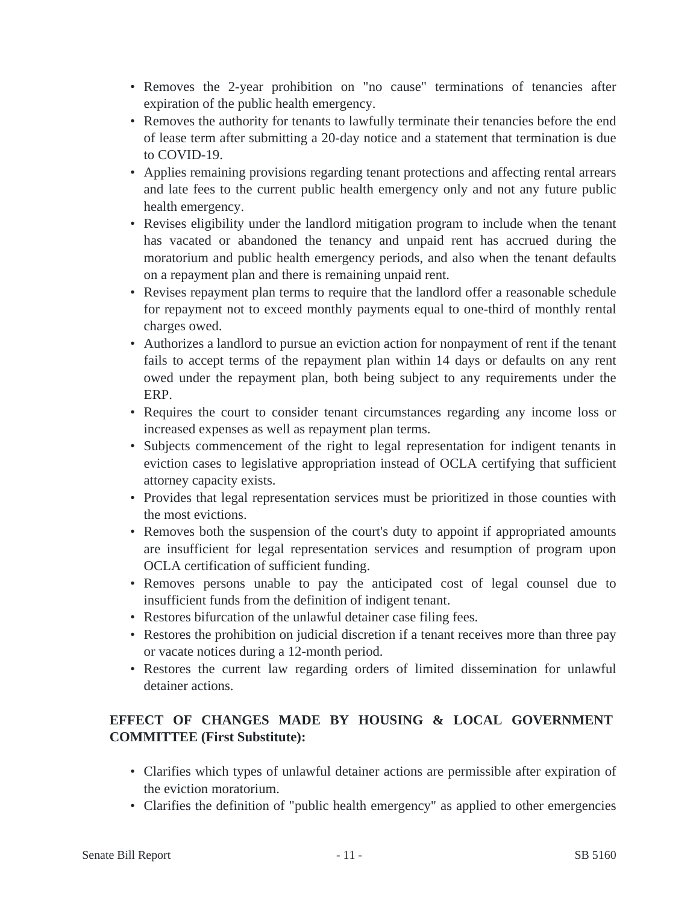- Removes the 2-year prohibition on "no cause" terminations of tenancies after expiration of the public health emergency.
- Removes the authority for tenants to lawfully terminate their tenancies before the end of lease term after submitting a 20-day notice and a statement that termination is due to COVID-19.
- Applies remaining provisions regarding tenant protections and affecting rental arrears and late fees to the current public health emergency only and not any future public health emergency.
- Revises eligibility under the landlord mitigation program to include when the tenant has vacated or abandoned the tenancy and unpaid rent has accrued during the moratorium and public health emergency periods, and also when the tenant defaults on a repayment plan and there is remaining unpaid rent.
- Revises repayment plan terms to require that the landlord offer a reasonable schedule for repayment not to exceed monthly payments equal to one-third of monthly rental charges owed.
- Authorizes a landlord to pursue an eviction action for nonpayment of rent if the tenant fails to accept terms of the repayment plan within 14 days or defaults on any rent owed under the repayment plan, both being subject to any requirements under the ERP.
- Requires the court to consider tenant circumstances regarding any income loss or increased expenses as well as repayment plan terms.
- Subjects commencement of the right to legal representation for indigent tenants in eviction cases to legislative appropriation instead of OCLA certifying that sufficient attorney capacity exists.
- Provides that legal representation services must be prioritized in those counties with the most evictions.
- Removes both the suspension of the court's duty to appoint if appropriated amounts are insufficient for legal representation services and resumption of program upon OCLA certification of sufficient funding.
- Removes persons unable to pay the anticipated cost of legal counsel due to insufficient funds from the definition of indigent tenant.
- Restores bifurcation of the unlawful detainer case filing fees.
- Restores the prohibition on judicial discretion if a tenant receives more than three pay or vacate notices during a 12-month period.
- Restores the current law regarding orders of limited dissemination for unlawful detainer actions.

**EFFECT OF CHANGES MADE BY HOUSING & LOCAL GOVERNMENT COMMITTEE (First Substitute):**

- Clarifies which types of unlawful detainer actions are permissible after expiration of the eviction moratorium.
- Clarifies the definition of "public health emergency" as applied to other emergencies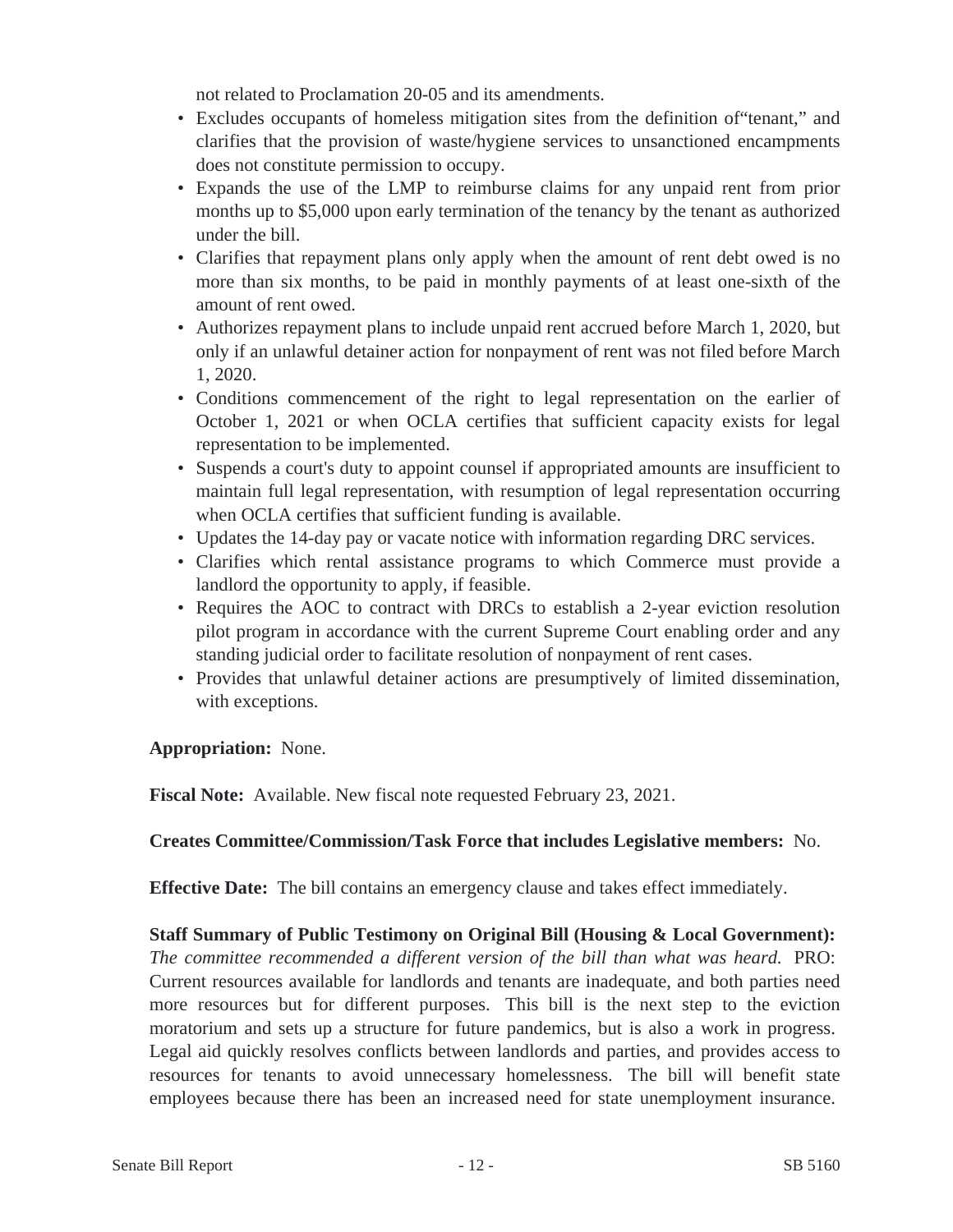not related to Proclamation 20-05 and its amendments.

- Excludes occupants of homeless mitigation sites from the definition of"tenant," and clarifies that the provision of waste/hygiene services to unsanctioned encampments does not constitute permission to occupy.
- Expands the use of the LMP to reimburse claims for any unpaid rent from prior months up to $5,000 upon early termination of the tenancy by the tenant as authorized under the bill.
- Clarifies that repayment plans only apply when the amount of rent debt owed is no more than six months, to be paid in monthly payments of at least one-sixth of the amount of rent owed.
- Authorizes repayment plans to include unpaid rent accrued before March 1, 2020, but only if an unlawful detainer action for nonpayment of rent was not filed before March 1, 2020.
- Conditions commencement of the right to legal representation on the earlier of October 1, 2021 or when OCLA certifies that sufficient capacity exists for legal representation to be implemented.
- Suspends a court's duty to appoint counsel if appropriated amounts are insufficient to maintain full legal representation, with resumption of legal representation occurring when OCLA certifies that sufficient funding is available.
- Updates the 14-day pay or vacate notice with information regarding DRC services.
- Clarifies which rental assistance programs to which Commerce must provide a landlord the opportunity to apply, if feasible.
- Requires the AOC to contract with DRCs to establish a 2-year eviction resolution pilot program in accordance with the current Supreme Court enabling order and any standing judicial order to facilitate resolution of nonpayment of rent cases.
- Provides that unlawful detainer actions are presumptively of limited dissemination, with exceptions.

**Appropriation:** None.

**Fiscal Note:** Available. New fiscal note requested February 23, 2021.

**Creates Committee/Commission/Task Force that includes Legislative members:** No.

**Effective Date:** The bill contains an emergency clause and takes effect immediately.

**Staff Summary of Public Testimony on Original Bill (Housing & Local Government):** *The committee recommended a different version of the bill than what was heard.* PRO: Current resources available for landlords and tenants are inadequate, and both parties need more resources but for different purposes. This bill is the next step to the eviction moratorium and sets up a structure for future pandemics, but is also a work in progress. Legal aid quickly resolves conflicts between landlords and parties, and provides access to resources for tenants to avoid unnecessary homelessness. The bill will benefit state employees because there has been an increased need for state unemployment insurance.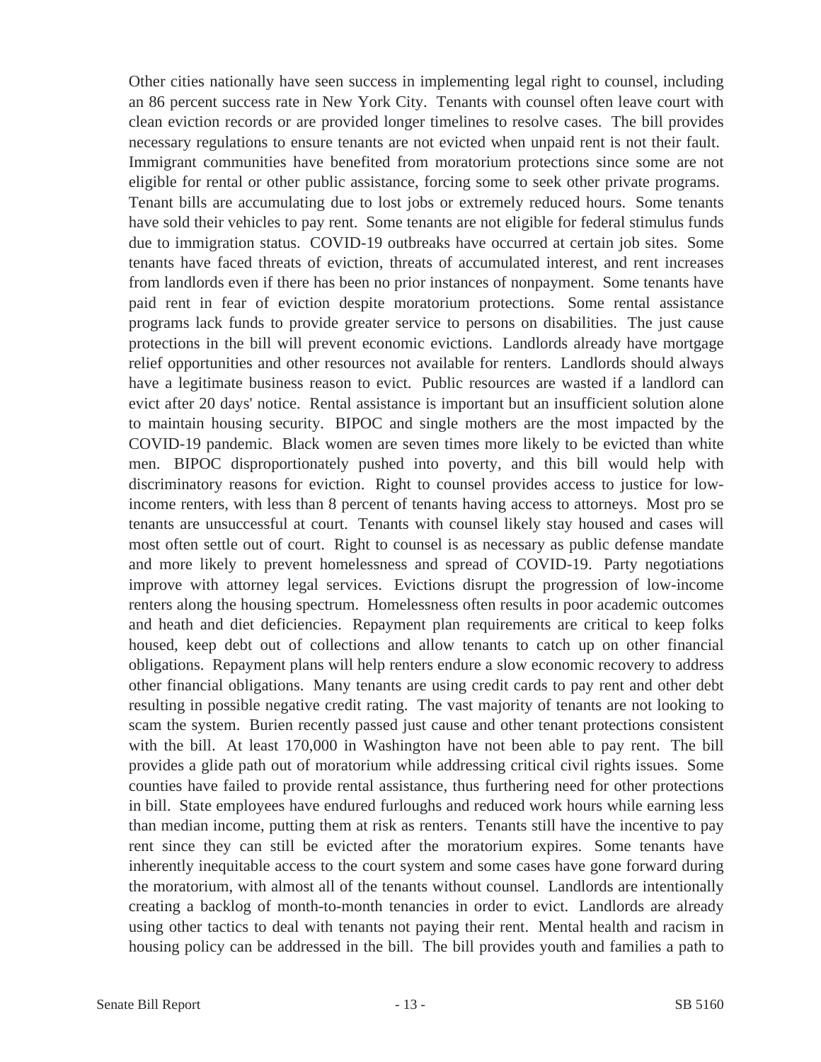Other cities nationally have seen success in implementing legal right to counsel, including an 86 percent success rate in New York City. Tenants with counsel often leave court with clean eviction records or are provided longer timelines to resolve cases. The bill provides necessary regulations to ensure tenants are not evicted when unpaid rent is not their fault. Immigrant communities have benefited from moratorium protections since some are not eligible for rental or other public assistance, forcing some to seek other private programs. Tenant bills are accumulating due to lost jobs or extremely reduced hours. Some tenants have sold their vehicles to pay rent. Some tenants are not eligible for federal stimulus funds due to immigration status. COVID-19 outbreaks have occurred at certain job sites. Some tenants have faced threats of eviction, threats of accumulated interest, and rent increases from landlords even if there has been no prior instances of nonpayment. Some tenants have paid rent in fear of eviction despite moratorium protections. Some rental assistance programs lack funds to provide greater service to persons on disabilities. The just cause protections in the bill will prevent economic evictions. Landlords already have mortgage relief opportunities and other resources not available for renters. Landlords should always have a legitimate business reason to evict. Public resources are wasted if a landlord can evict after 20 days' notice. Rental assistance is important but an insufficient solution alone to maintain housing security. BIPOC and single mothers are the most impacted by the COVID-19 pandemic. Black women are seven times more likely to be evicted than white men. BIPOC disproportionately pushed into poverty, and this bill would help with discriminatory reasons for eviction. Right to counsel provides access to justice for low-income renters, with less than 8 percent of tenants having access to attorneys. Most pro se tenants are unsuccessful at court. Tenants with counsel likely stay housed and cases will most often settle out of court. Right to counsel is as necessary as public defense mandate and more likely to prevent homelessness and spread of COVID-19. Party negotiations improve with attorney legal services. Evictions disrupt the progression of low-income renters along the housing spectrum. Homelessness often results in poor academic outcomes and heath and diet deficiencies. Repayment plan requirements are critical to keep folks housed, keep debt out of collections and allow tenants to catch up on other financial obligations. Repayment plans will help renters endure a slow economic recovery to address other financial obligations. Many tenants are using credit cards to pay rent and other debt resulting in possible negative credit rating. The vast majority of tenants are not looking to scam the system. Burien recently passed just cause and other tenant protections consistent with the bill. At least 170,000 in Washington have not been able to pay rent. The bill provides a glide path out of moratorium while addressing critical civil rights issues. Some counties have failed to provide rental assistance, thus furthering need for other protections in bill. State employees have endured furloughs and reduced work hours while earning less than median income, putting them at risk as renters. Tenants still have the incentive to pay rent since they can still be evicted after the moratorium expires. Some tenants have inherently inequitable access to the court system and some cases have gone forward during the moratorium, with almost all of the tenants without counsel. Landlords are intentionally creating a backlog of month-to-month tenancies in order to evict. Landlords are already using other tactics to deal with tenants not paying their rent. Mental health and racism in housing policy can be addressed in the bill. The bill provides youth and families a path to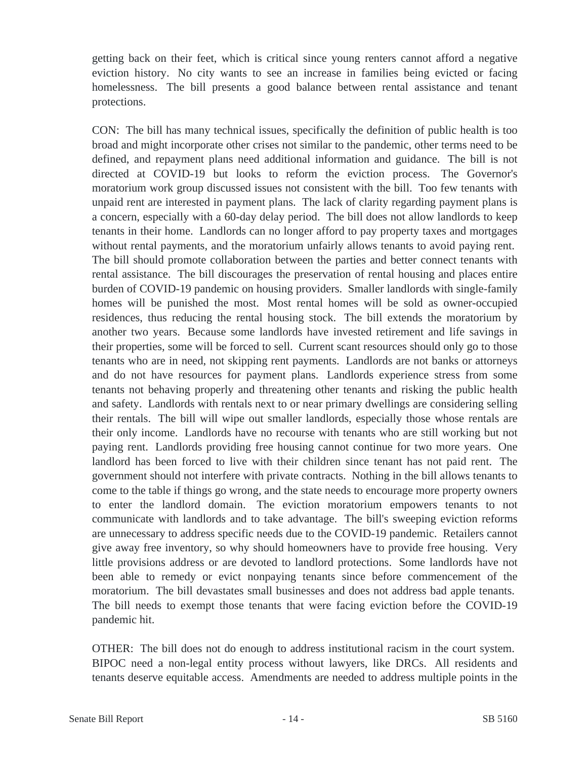getting back on their feet, which is critical since young renters cannot afford a negative eviction history. No city wants to see an increase in families being evicted or facing homelessness. The bill presents a good balance between rental assistance and tenant protections.

CON: The bill has many technical issues, specifically the definition of public health is too broad and might incorporate other crises not similar to the pandemic, other terms need to be defined, and repayment plans need additional information and guidance. The bill is not directed at COVID-19 but looks to reform the eviction process. The Governor's moratorium work group discussed issues not consistent with the bill. Too few tenants with unpaid rent are interested in payment plans. The lack of clarity regarding payment plans is a concern, especially with a 60-day delay period. The bill does not allow landlords to keep tenants in their home. Landlords can no longer afford to pay property taxes and mortgages without rental payments, and the moratorium unfairly allows tenants to avoid paying rent. The bill should promote collaboration between the parties and better connect tenants with rental assistance. The bill discourages the preservation of rental housing and places entire burden of COVID-19 pandemic on housing providers. Smaller landlords with single-family homes will be punished the most. Most rental homes will be sold as owner-occupied residences, thus reducing the rental housing stock. The bill extends the moratorium by another two years. Because some landlords have invested retirement and life savings in their properties, some will be forced to sell. Current scant resources should only go to those tenants who are in need, not skipping rent payments. Landlords are not banks or attorneys and do not have resources for payment plans. Landlords experience stress from some tenants not behaving properly and threatening other tenants and risking the public health and safety. Landlords with rentals next to or near primary dwellings are considering selling their rentals. The bill will wipe out smaller landlords, especially those whose rentals are their only income. Landlords have no recourse with tenants who are still working but not paying rent. Landlords providing free housing cannot continue for two more years. One landlord has been forced to live with their children since tenant has not paid rent. The government should not interfere with private contracts. Nothing in the bill allows tenants to come to the table if things go wrong, and the state needs to encourage more property owners to enter the landlord domain. The eviction moratorium empowers tenants to not communicate with landlords and to take advantage. The bill's sweeping eviction reforms are unnecessary to address specific needs due to the COVID-19 pandemic. Retailers cannot give away free inventory, so why should homeowners have to provide free housing. Very little provisions address or are devoted to landlord protections. Some landlords have not been able to remedy or evict nonpaying tenants since before commencement of the moratorium. The bill devastates small businesses and does not address bad apple tenants. The bill needs to exempt those tenants that were facing eviction before the COVID-19 pandemic hit.

OTHER: The bill does not do enough to address institutional racism in the court system. BIPOC need a non-legal entity process without lawyers, like DRCs. All residents and tenants deserve equitable access. Amendments are needed to address multiple points in the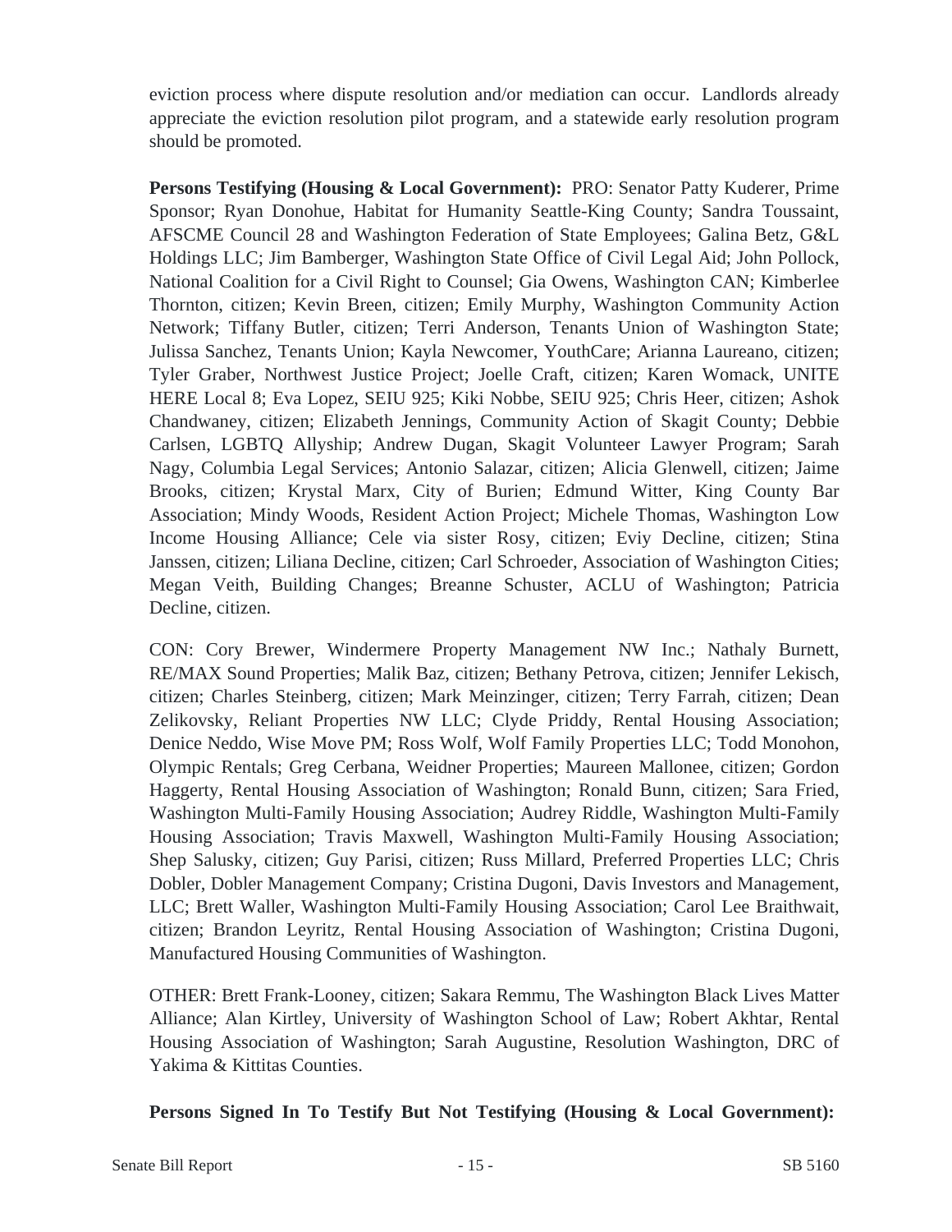eviction process where dispute resolution and/or mediation can occur. Landlords already appreciate the eviction resolution pilot program, and a statewide early resolution program should be promoted.

**Persons Testifying (Housing & Local Government):** PRO: Senator Patty Kuderer, Prime Sponsor; Ryan Donohue, Habitat for Humanity Seattle-King County; Sandra Toussaint, AFSCME Council 28 and Washington Federation of State Employees; Galina Betz, G&L Holdings LLC; Jim Bamberger, Washington State Office of Civil Legal Aid; John Pollock, National Coalition for a Civil Right to Counsel; Gia Owens, Washington CAN; Kimberlee Thornton, citizen; Kevin Breen, citizen; Emily Murphy, Washington Community Action Network; Tiffany Butler, citizen; Terri Anderson, Tenants Union of Washington State; Julissa Sanchez, Tenants Union; Kayla Newcomer, YouthCare; Arianna Laureano, citizen; Tyler Graber, Northwest Justice Project; Joelle Craft, citizen; Karen Womack, UNITE HERE Local 8; Eva Lopez, SEIU 925; Kiki Nobbe, SEIU 925; Chris Heer, citizen; Ashok Chandwaney, citizen; Elizabeth Jennings, Community Action of Skagit County; Debbie Carlsen, LGBTQ Allyship; Andrew Dugan, Skagit Volunteer Lawyer Program; Sarah Nagy, Columbia Legal Services; Antonio Salazar, citizen; Alicia Glenwell, citizen; Jaime Brooks, citizen; Krystal Marx, City of Burien; Edmund Witter, King County Bar Association; Mindy Woods, Resident Action Project; Michele Thomas, Washington Low Income Housing Alliance; Cele via sister Rosy, citizen; Eviy Decline, citizen; Stina Janssen, citizen; Liliana Decline, citizen; Carl Schroeder, Association of Washington Cities; Megan Veith, Building Changes; Breanne Schuster, ACLU of Washington; Patricia Decline, citizen.

CON: Cory Brewer, Windermere Property Management NW Inc.; Nathaly Burnett, RE/MAX Sound Properties; Malik Baz, citizen; Bethany Petrova, citizen; Jennifer Lekisch, citizen; Charles Steinberg, citizen; Mark Meinzinger, citizen; Terry Farrah, citizen; Dean Zelikovsky, Reliant Properties NW LLC; Clyde Priddy, Rental Housing Association; Denice Neddo, Wise Move PM; Ross Wolf, Wolf Family Properties LLC; Todd Monohon, Olympic Rentals; Greg Cerbana, Weidner Properties; Maureen Mallonee, citizen; Gordon Haggerty, Rental Housing Association of Washington; Ronald Bunn, citizen; Sara Fried, Washington Multi-Family Housing Association; Audrey Riddle, Washington Multi-Family Housing Association; Travis Maxwell, Washington Multi-Family Housing Association; Shep Salusky, citizen; Guy Parisi, citizen; Russ Millard, Preferred Properties LLC; Chris Dobler, Dobler Management Company; Cristina Dugoni, Davis Investors and Management, LLC; Brett Waller, Washington Multi-Family Housing Association; Carol Lee Braithwait, citizen; Brandon Leyritz, Rental Housing Association of Washington; Cristina Dugoni, Manufactured Housing Communities of Washington.

OTHER: Brett Frank-Looney, citizen; Sakara Remmu, The Washington Black Lives Matter Alliance; Alan Kirtley, University of Washington School of Law; Robert Akhtar, Rental Housing Association of Washington; Sarah Augustine, Resolution Washington, DRC of Yakima & Kittitas Counties.

**Persons Signed In To Testify But Not Testifying (Housing & Local Government):**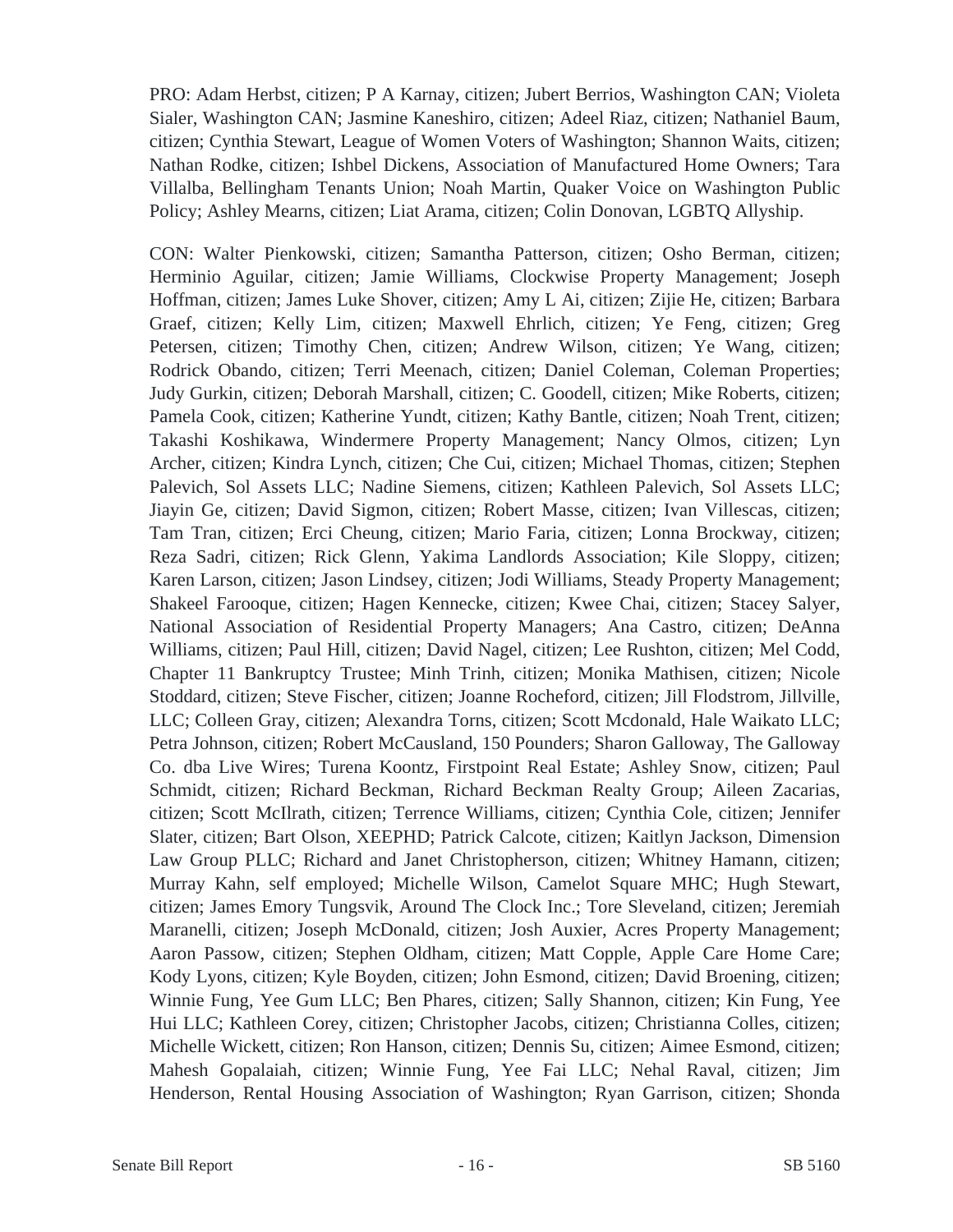PRO: Adam Herbst, citizen; P A Karnay, citizen; Jubert Berrios, Washington CAN; Violeta Sialer, Washington CAN; Jasmine Kaneshiro, citizen; Adeel Riaz, citizen; Nathaniel Baum, citizen; Cynthia Stewart, League of Women Voters of Washington; Shannon Waits, citizen; Nathan Rodke, citizen; Ishbel Dickens, Association of Manufactured Home Owners; Tara Villalba, Bellingham Tenants Union; Noah Martin, Quaker Voice on Washington Public Policy; Ashley Mearns, citizen; Liat Arama, citizen; Colin Donovan, LGBTQ Allyship.

CON: Walter Pienkowski, citizen; Samantha Patterson, citizen; Osho Berman, citizen; Herminio Aguilar, citizen; Jamie Williams, Clockwise Property Management; Joseph Hoffman, citizen; James Luke Shover, citizen; Amy L Ai, citizen; Zijie He, citizen; Barbara Graef, citizen; Kelly Lim, citizen; Maxwell Ehrlich, citizen; Ye Feng, citizen; Greg Petersen, citizen; Timothy Chen, citizen; Andrew Wilson, citizen; Ye Wang, citizen; Rodrick Obando, citizen; Terri Meenach, citizen; Daniel Coleman, Coleman Properties; Judy Gurkin, citizen; Deborah Marshall, citizen; C. Goodell, citizen; Mike Roberts, citizen; Pamela Cook, citizen; Katherine Yundt, citizen; Kathy Bantle, citizen; Noah Trent, citizen; Takashi Koshikawa, Windermere Property Management; Nancy Olmos, citizen; Lyn Archer, citizen; Kindra Lynch, citizen; Che Cui, citizen; Michael Thomas, citizen; Stephen Palevich, Sol Assets LLC; Nadine Siemens, citizen; Kathleen Palevich, Sol Assets LLC; Jiayin Ge, citizen; David Sigmon, citizen; Robert Masse, citizen; Ivan Villescas, citizen; Tam Tran, citizen; Erci Cheung, citizen; Mario Faria, citizen; Lonna Brockway, citizen; Reza Sadri, citizen; Rick Glenn, Yakima Landlords Association; Kile Sloppy, citizen; Karen Larson, citizen; Jason Lindsey, citizen; Jodi Williams, Steady Property Management; Shakeel Farooque, citizen; Hagen Kennecke, citizen; Kwee Chai, citizen; Stacey Salyer, National Association of Residential Property Managers; Ana Castro, citizen; DeAnna Williams, citizen; Paul Hill, citizen; David Nagel, citizen; Lee Rushton, citizen; Mel Codd, Chapter 11 Bankruptcy Trustee; Minh Trinh, citizen; Monika Mathisen, citizen; Nicole Stoddard, citizen; Steve Fischer, citizen; Joanne Rocheford, citizen; Jill Flodstrom, Jillville, LLC; Colleen Gray, citizen; Alexandra Torns, citizen; Scott Mcdonald, Hale Waikato LLC; Petra Johnson, citizen; Robert McCausland, 150 Pounders; Sharon Galloway, The Galloway Co. dba Live Wires; Turena Koontz, Firstpoint Real Estate; Ashley Snow, citizen; Paul Schmidt, citizen; Richard Beckman, Richard Beckman Realty Group; Aileen Zacarias, citizen; Scott McIlrath, citizen; Terrence Williams, citizen; Cynthia Cole, citizen; Jennifer Slater, citizen; Bart Olson, XEEPHD; Patrick Calcote, citizen; Kaitlyn Jackson, Dimension Law Group PLLC; Richard and Janet Christopherson, citizen; Whitney Hamann, citizen; Murray Kahn, self employed; Michelle Wilson, Camelot Square MHC; Hugh Stewart, citizen; James Emory Tungsvik, Around The Clock Inc.; Tore Sleveland, citizen; Jeremiah Maranelli, citizen; Joseph McDonald, citizen; Josh Auxier, Acres Property Management; Aaron Passow, citizen; Stephen Oldham, citizen; Matt Copple, Apple Care Home Care; Kody Lyons, citizen; Kyle Boyden, citizen; John Esmond, citizen; David Broening, citizen; Winnie Fung, Yee Gum LLC; Ben Phares, citizen; Sally Shannon, citizen; Kin Fung, Yee Hui LLC; Kathleen Corey, citizen; Christopher Jacobs, citizen; Christianna Colles, citizen; Michelle Wickett, citizen; Ron Hanson, citizen; Dennis Su, citizen; Aimee Esmond, citizen; Mahesh Gopalaiah, citizen; Winnie Fung, Yee Fai LLC; Nehal Raval, citizen; Jim Henderson, Rental Housing Association of Washington; Ryan Garrison, citizen; Shonda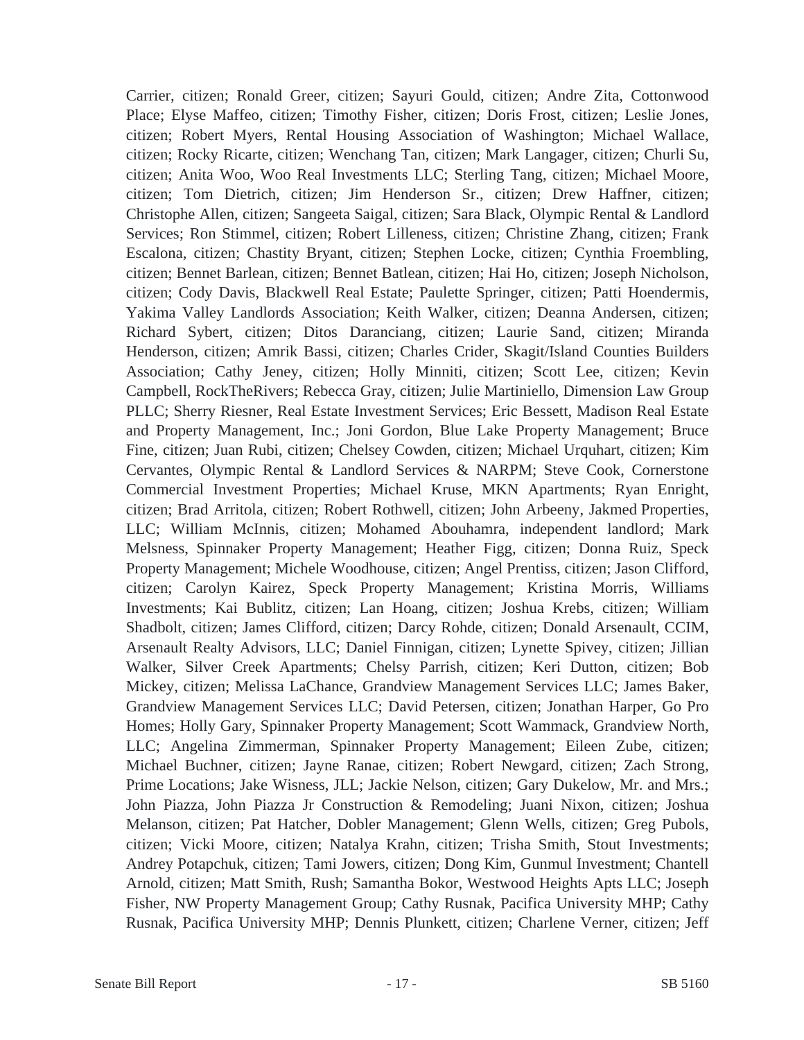Carrier, citizen; Ronald Greer, citizen; Sayuri Gould, citizen; Andre Zita, Cottonwood Place; Elyse Maffeo, citizen; Timothy Fisher, citizen; Doris Frost, citizen; Leslie Jones, citizen; Robert Myers, Rental Housing Association of Washington; Michael Wallace, citizen; Rocky Ricarte, citizen; Wenchang Tan, citizen; Mark Langager, citizen; Churli Su, citizen; Anita Woo, Woo Real Investments LLC; Sterling Tang, citizen; Michael Moore, citizen; Tom Dietrich, citizen; Jim Henderson Sr., citizen; Drew Haffner, citizen; Christophe Allen, citizen; Sangeeta Saigal, citizen; Sara Black, Olympic Rental & Landlord Services; Ron Stimmel, citizen; Robert Lilleness, citizen; Christine Zhang, citizen; Frank Escalona, citizen; Chastity Bryant, citizen; Stephen Locke, citizen; Cynthia Froembling, citizen; Bennet Barlean, citizen; Bennet Batlean, citizen; Hai Ho, citizen; Joseph Nicholson, citizen; Cody Davis, Blackwell Real Estate; Paulette Springer, citizen; Patti Hoendermis, Yakima Valley Landlords Association; Keith Walker, citizen; Deanna Andersen, citizen; Richard Sybert, citizen; Ditos Daranciang, citizen; Laurie Sand, citizen; Miranda Henderson, citizen; Amrik Bassi, citizen; Charles Crider, Skagit/Island Counties Builders Association; Cathy Jeney, citizen; Holly Minniti, citizen; Scott Lee, citizen; Kevin Campbell, RockTheRivers; Rebecca Gray, citizen; Julie Martiniello, Dimension Law Group PLLC; Sherry Riesner, Real Estate Investment Services; Eric Bessett, Madison Real Estate and Property Management, Inc.; Joni Gordon, Blue Lake Property Management; Bruce Fine, citizen; Juan Rubi, citizen; Chelsey Cowden, citizen; Michael Urquhart, citizen; Kim Cervantes, Olympic Rental & Landlord Services & NARPM; Steve Cook, Cornerstone Commercial Investment Properties; Michael Kruse, MKN Apartments; Ryan Enright, citizen; Brad Arritola, citizen; Robert Rothwell, citizen; John Arbeeny, Jakmed Properties, LLC; William McInnis, citizen; Mohamed Abouhamra, independent landlord; Mark Melsness, Spinnaker Property Management; Heather Figg, citizen; Donna Ruiz, Speck Property Management; Michele Woodhouse, citizen; Angel Prentiss, citizen; Jason Clifford, citizen; Carolyn Kairez, Speck Property Management; Kristina Morris, Williams Investments; Kai Bublitz, citizen; Lan Hoang, citizen; Joshua Krebs, citizen; William Shadbolt, citizen; James Clifford, citizen; Darcy Rohde, citizen; Donald Arsenault, CCIM, Arsenault Realty Advisors, LLC; Daniel Finnigan, citizen; Lynette Spivey, citizen; Jillian Walker, Silver Creek Apartments; Chelsy Parrish, citizen; Keri Dutton, citizen; Bob Mickey, citizen; Melissa LaChance, Grandview Management Services LLC; James Baker, Grandview Management Services LLC; David Petersen, citizen; Jonathan Harper, Go Pro Homes; Holly Gary, Spinnaker Property Management; Scott Wammack, Grandview North, LLC; Angelina Zimmerman, Spinnaker Property Management; Eileen Zube, citizen; Michael Buchner, citizen; Jayne Ranae, citizen; Robert Newgard, citizen; Zach Strong, Prime Locations; Jake Wisness, JLL; Jackie Nelson, citizen; Gary Dukelow, Mr. and Mrs.; John Piazza, John Piazza Jr Construction & Remodeling; Juani Nixon, citizen; Joshua Melanson, citizen; Pat Hatcher, Dobler Management; Glenn Wells, citizen; Greg Pubols, citizen; Vicki Moore, citizen; Natalya Krahn, citizen; Trisha Smith, Stout Investments; Andrey Potapchuk, citizen; Tami Jowers, citizen; Dong Kim, Gunmul Investment; Chantell Arnold, citizen; Matt Smith, Rush; Samantha Bokor, Westwood Heights Apts LLC; Joseph Fisher, NW Property Management Group; Cathy Rusnak, Pacifica University MHP; Cathy Rusnak, Pacifica University MHP; Dennis Plunkett, citizen; Charlene Verner, citizen; Jeff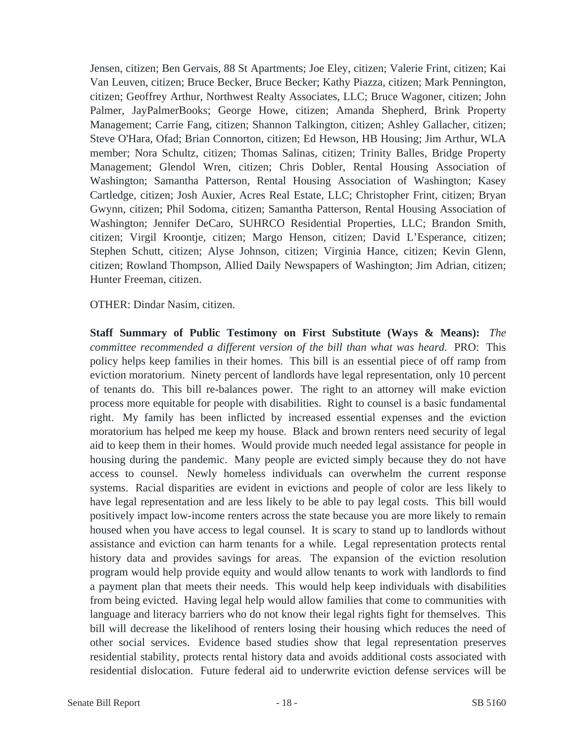Jensen, citizen; Ben Gervais, 88 St Apartments; Joe Eley, citizen; Valerie Frint, citizen; Kai Van Leuven, citizen; Bruce Becker, Bruce Becker; Kathy Piazza, citizen; Mark Pennington, citizen; Geoffrey Arthur, Northwest Realty Associates, LLC; Bruce Wagoner, citizen; John Palmer, JayPalmerBooks; George Howe, citizen; Amanda Shepherd, Brink Property Management; Carrie Fang, citizen; Shannon Talkington, citizen; Ashley Gallacher, citizen; Steve O'Hara, Ofad; Brian Connorton, citizen; Ed Hewson, HB Housing; Jim Arthur, WLA member; Nora Schultz, citizen; Thomas Salinas, citizen; Trinity Balles, Bridge Property Management; Glendol Wren, citizen; Chris Dobler, Rental Housing Association of Washington; Samantha Patterson, Rental Housing Association of Washington; Kasey Cartledge, citizen; Josh Auxier, Acres Real Estate, LLC; Christopher Frint, citizen; Bryan Gwynn, citizen; Phil Sodoma, citizen; Samantha Patterson, Rental Housing Association of Washington; Jennifer DeCaro, SUHRCO Residential Properties, LLC; Brandon Smith, citizen; Virgil Kroontje, citizen; Margo Henson, citizen; David L'Esperance, citizen; Stephen Schutt, citizen; Alyse Johnson, citizen; Virginia Hance, citizen; Kevin Glenn, citizen; Rowland Thompson, Allied Daily Newspapers of Washington; Jim Adrian, citizen; Hunter Freeman, citizen.

OTHER: Dindar Nasim, citizen.

**Staff Summary of Public Testimony on First Substitute (Ways & Means):** *The committee recommended a different version of the bill than what was heard.* PRO: This policy helps keep families in their homes. This bill is an essential piece of off ramp from eviction moratorium. Ninety percent of landlords have legal representation, only 10 percent of tenants do. This bill re-balances power. The right to an attorney will make eviction process more equitable for people with disabilities. Right to counsel is a basic fundamental right. My family has been inflicted by increased essential expenses and the eviction moratorium has helped me keep my house. Black and brown renters need security of legal aid to keep them in their homes. Would provide much needed legal assistance for people in housing during the pandemic. Many people are evicted simply because they do not have access to counsel. Newly homeless individuals can overwhelm the current response systems. Racial disparities are evident in evictions and people of color are less likely to have legal representation and are less likely to be able to pay legal costs. This bill would positively impact low-income renters across the state because you are more likely to remain housed when you have access to legal counsel. It is scary to stand up to landlords without assistance and eviction can harm tenants for a while. Legal representation protects rental history data and provides savings for areas. The expansion of the eviction resolution program would help provide equity and would allow tenants to work with landlords to find a payment plan that meets their needs. This would help keep individuals with disabilities from being evicted. Having legal help would allow families that come to communities with language and literacy barriers who do not know their legal rights fight for themselves. This bill will decrease the likelihood of renters losing their housing which reduces the need of other social services. Evidence based studies show that legal representation preserves residential stability, protects rental history data and avoids additional costs associated with residential dislocation. Future federal aid to underwrite eviction defense services will be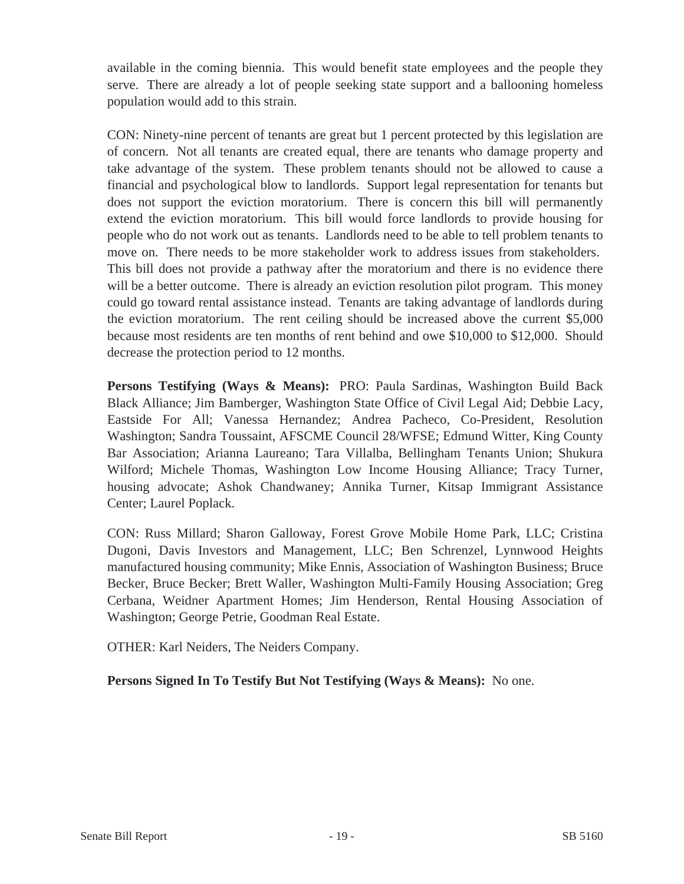available in the coming biennia. This would benefit state employees and the people they serve. There are already a lot of people seeking state support and a ballooning homeless population would add to this strain.

CON: Ninety-nine percent of tenants are great but 1 percent protected by this legislation are of concern. Not all tenants are created equal, there are tenants who damage property and take advantage of the system. These problem tenants should not be allowed to cause a financial and psychological blow to landlords. Support legal representation for tenants but does not support the eviction moratorium. There is concern this bill will permanently extend the eviction moratorium. This bill would force landlords to provide housing for people who do not work out as tenants. Landlords need to be able to tell problem tenants to move on. There needs to be more stakeholder work to address issues from stakeholders. This bill does not provide a pathway after the moratorium and there is no evidence there will be a better outcome. There is already an eviction resolution pilot program. This money could go toward rental assistance instead. Tenants are taking advantage of landlords during the eviction moratorium. The rent ceiling should be increased above the current $5,000 because most residents are ten months of rent behind and owe $10,000 to $12,000. Should decrease the protection period to 12 months.

**Persons Testifying (Ways & Means):** PRO: Paula Sardinas, Washington Build Back Black Alliance; Jim Bamberger, Washington State Office of Civil Legal Aid; Debbie Lacy, Eastside For All; Vanessa Hernandez; Andrea Pacheco, Co-President, Resolution Washington; Sandra Toussaint, AFSCME Council 28/WFSE; Edmund Witter, King County Bar Association; Arianna Laureano; Tara Villalba, Bellingham Tenants Union; Shukura Wilford; Michele Thomas, Washington Low Income Housing Alliance; Tracy Turner, housing advocate; Ashok Chandwaney; Annika Turner, Kitsap Immigrant Assistance Center; Laurel Poplack.

CON: Russ Millard; Sharon Galloway, Forest Grove Mobile Home Park, LLC; Cristina Dugoni, Davis Investors and Management, LLC; Ben Schrenzel, Lynnwood Heights manufactured housing community; Mike Ennis, Association of Washington Business; Bruce Becker, Bruce Becker; Brett Waller, Washington Multi-Family Housing Association; Greg Cerbana, Weidner Apartment Homes; Jim Henderson, Rental Housing Association of Washington; George Petrie, Goodman Real Estate.

OTHER: Karl Neiders, The Neiders Company.

**Persons Signed In To Testify But Not Testifying (Ways & Means):** No one.